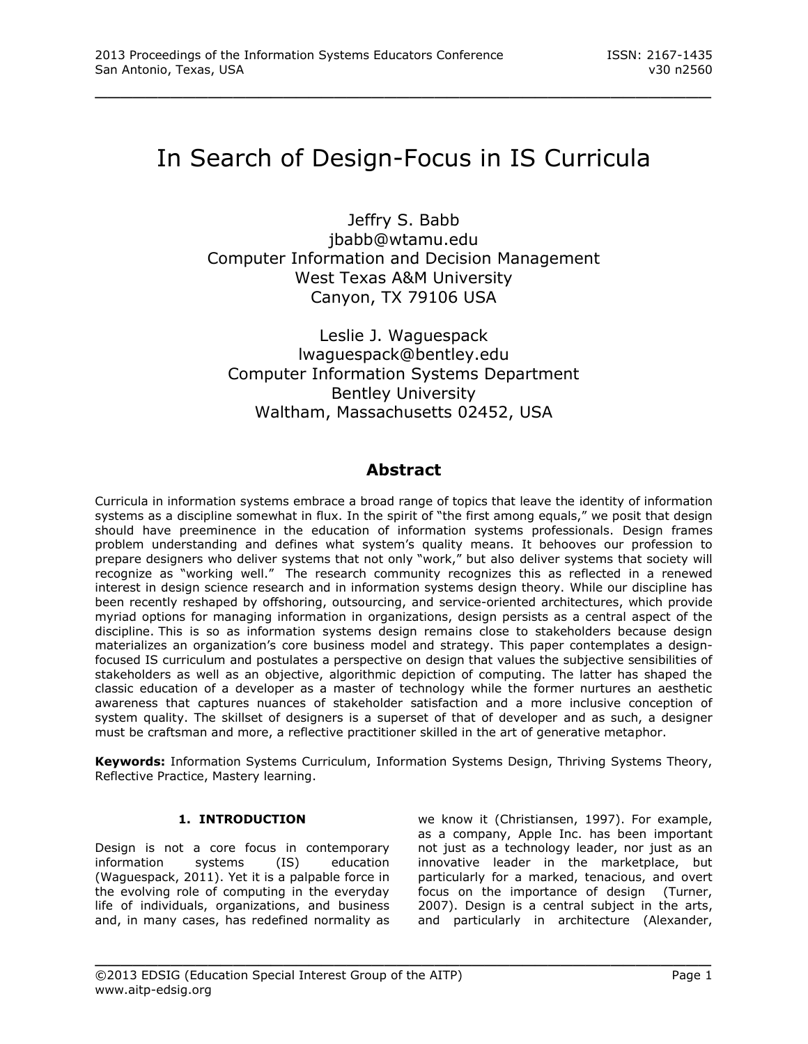# In Search of Design-Focus in IS Curricula

Jeffry S. Babb
jbabb@wtamu.edu
Computer Information and Decision Management
West Texas A&M University
Canyon, TX 79106 USA

Leslie J. Waguespack
lwaguespack@bentley.edu
Computer Information Systems Department
Bentley University
Waltham, Massachusetts 02452, USA

## Abstract

Curricula in information systems embrace a broad range of topics that leave the identity of information systems as a discipline somewhat in flux. In the spirit of "the first among equals," we posit that design should have preeminence in the education of information systems professionals. Design frames problem understanding and defines what system's quality means. It behooves our profession to prepare designers who deliver systems that not only "work," but also deliver systems that society will recognize as "working well." The research community recognizes this as reflected in a renewed interest in design science research and in information systems design theory. While our discipline has been recently reshaped by offshoring, outsourcing, and service-oriented architectures, which provide myriad options for managing information in organizations, design persists as a central aspect of the discipline. This is so as information systems design remains close to stakeholders because design materializes an organization's core business model and strategy. This paper contemplates a design-focused IS curriculum and postulates a perspective on design that values the subjective sensibilities of stakeholders as well as an objective, algorithmic depiction of computing. The latter has shaped the classic education of a developer as a master of technology while the former nurtures an aesthetic awareness that captures nuances of stakeholder satisfaction and a more inclusive conception of system quality. The skillset of designers is a superset of that of developer and as such, a designer must be craftsman and more, a reflective practitioner skilled in the art of generative metaphor.

**Keywords:** Information Systems Curriculum, Information Systems Design, Thriving Systems Theory, Reflective Practice, Mastery learning.

## 1. INTRODUCTION

Design is not a core focus in contemporary information systems (IS) education (Waguespack, 2011). Yet it is a palpable force in the evolving role of computing in the everyday life of individuals, organizations, and business and, in many cases, has redefined normality as we know it (Christiansen, 1997). For example, as a company, Apple Inc. has been important not just as a technology leader, nor just as an innovative leader in the marketplace, but particularly for a marked, tenacious, and overt focus on the importance of design (Turner, 2007). Design is a central subject in the arts, and particularly in architecture (Alexander,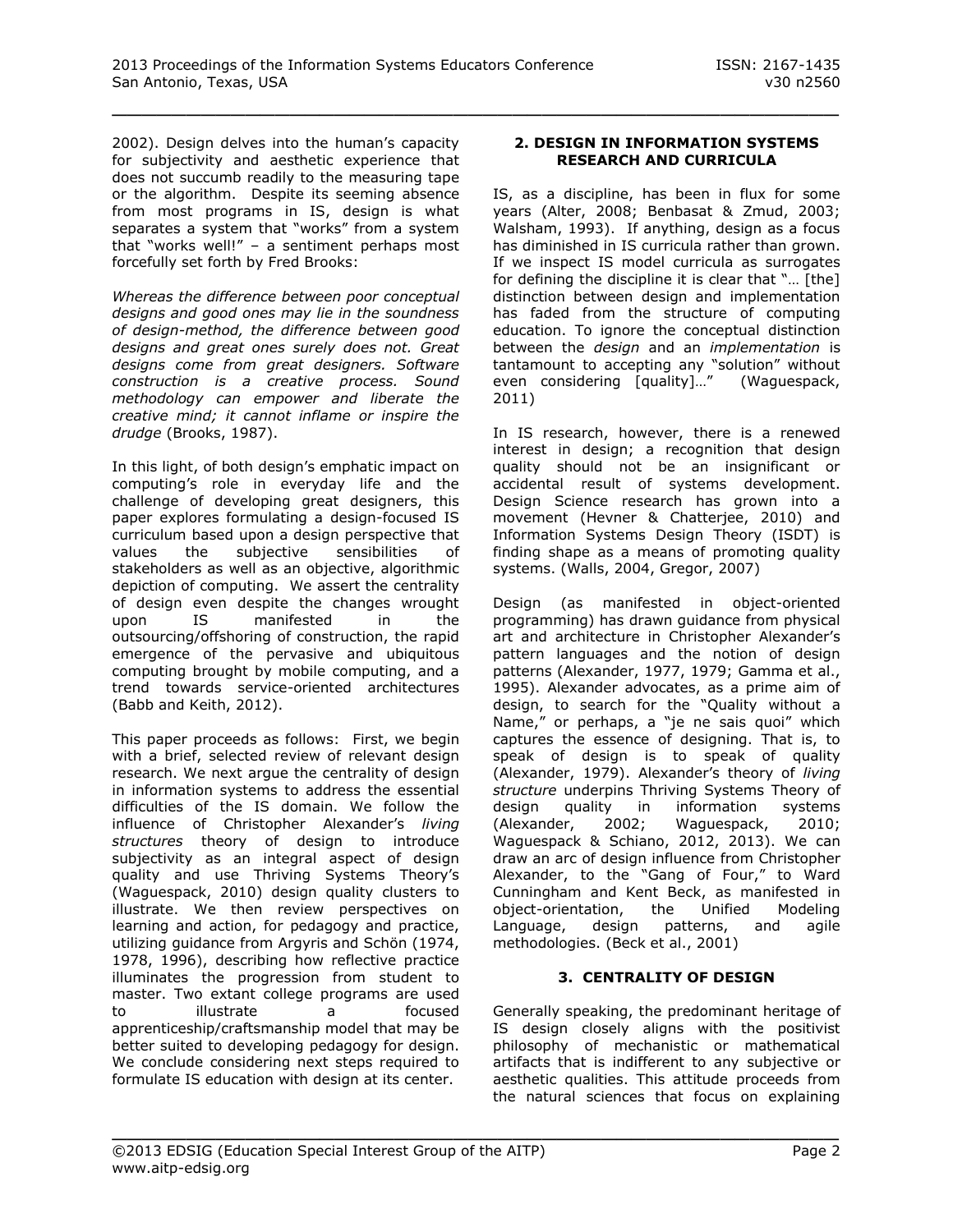2002). Design delves into the human's capacity for subjectivity and aesthetic experience that does not succumb readily to the measuring tape or the algorithm. Despite its seeming absence from most programs in IS, design is what separates a system that "works" from a system that "works well!" – a sentiment perhaps most forcefully set forth by Fred Brooks:

*Whereas the difference between poor conceptual designs and good ones may lie in the soundness of design-method, the difference between good designs and great ones surely does not. Great designs come from great designers. Software construction is a creative process. Sound methodology can empower and liberate the creative mind; it cannot inflame or inspire the drudge* (Brooks, 1987).

In this light, of both design's emphatic impact on computing's role in everyday life and the challenge of developing great designers, this paper explores formulating a design-focused IS curriculum based upon a design perspective that values the subjective sensibilities of stakeholders as well as an objective, algorithmic depiction of computing. We assert the centrality of design even despite the changes wrought upon IS manifested in the outsourcing/offshoring of construction, the rapid emergence of the pervasive and ubiquitous computing brought by mobile computing, and a trend towards service-oriented architectures (Babb and Keith, 2012).

This paper proceeds as follows: First, we begin with a brief, selected review of relevant design research. We next argue the centrality of design in information systems to address the essential difficulties of the IS domain. We follow the influence of Christopher Alexander's *living structures* theory of design to introduce subjectivity as an integral aspect of design quality and use Thriving Systems Theory's (Waguespack, 2010) design quality clusters to illustrate. We then review perspectives on learning and action, for pedagogy and practice, utilizing guidance from Argyris and Schön (1974, 1978, 1996), describing how reflective practice illuminates the progression from student to master. Two extant college programs are used to illustrate a focused apprenticeship/craftsmanship model that may be better suited to developing pedagogy for design. We conclude considering next steps required to formulate IS education with design at its center.

## 2. DESIGN IN INFORMATION SYSTEMS RESEARCH AND CURRICULA

IS, as a discipline, has been in flux for some years (Alter, 2008; Benbasat & Zmud, 2003; Walsham, 1993). If anything, design as a focus has diminished in IS curricula rather than grown. If we inspect IS model curricula as surrogates for defining the discipline it is clear that "… [the] distinction between design and implementation has faded from the structure of computing education. To ignore the conceptual distinction between the *design* and an *implementation* is tantamount to accepting any "solution" without even considering [quality]…" (Waguespack, 2011)

In IS research, however, there is a renewed interest in design; a recognition that design quality should not be an insignificant or accidental result of systems development. Design Science research has grown into a movement (Hevner & Chatterjee, 2010) and Information Systems Design Theory (ISDT) is finding shape as a means of promoting quality systems. (Walls, 2004, Gregor, 2007)

Design (as manifested in object-oriented programming) has drawn guidance from physical art and architecture in Christopher Alexander's pattern languages and the notion of design patterns (Alexander, 1977, 1979; Gamma et al., 1995). Alexander advocates, as a prime aim of design, to search for the "Quality without a Name," or perhaps, a "je ne sais quoi" which captures the essence of designing. That is, to speak of design is to speak of quality (Alexander, 1979). Alexander's theory of *living structure* underpins Thriving Systems Theory of design quality in information systems (Alexander, 2002; Waguespack, 2010; Waguespack & Schiano, 2012, 2013). We can draw an arc of design influence from Christopher Alexander, to the "Gang of Four," to Ward Cunningham and Kent Beck, as manifested in object-orientation, the Unified Modeling Language, design patterns, and agile methodologies. (Beck et al., 2001)

## 3. CENTRALITY OF DESIGN

Generally speaking, the predominant heritage of IS design closely aligns with the positivist philosophy of mechanistic or mathematical artifacts that is indifferent to any subjective or aesthetic qualities. This attitude proceeds from the natural sciences that focus on explaining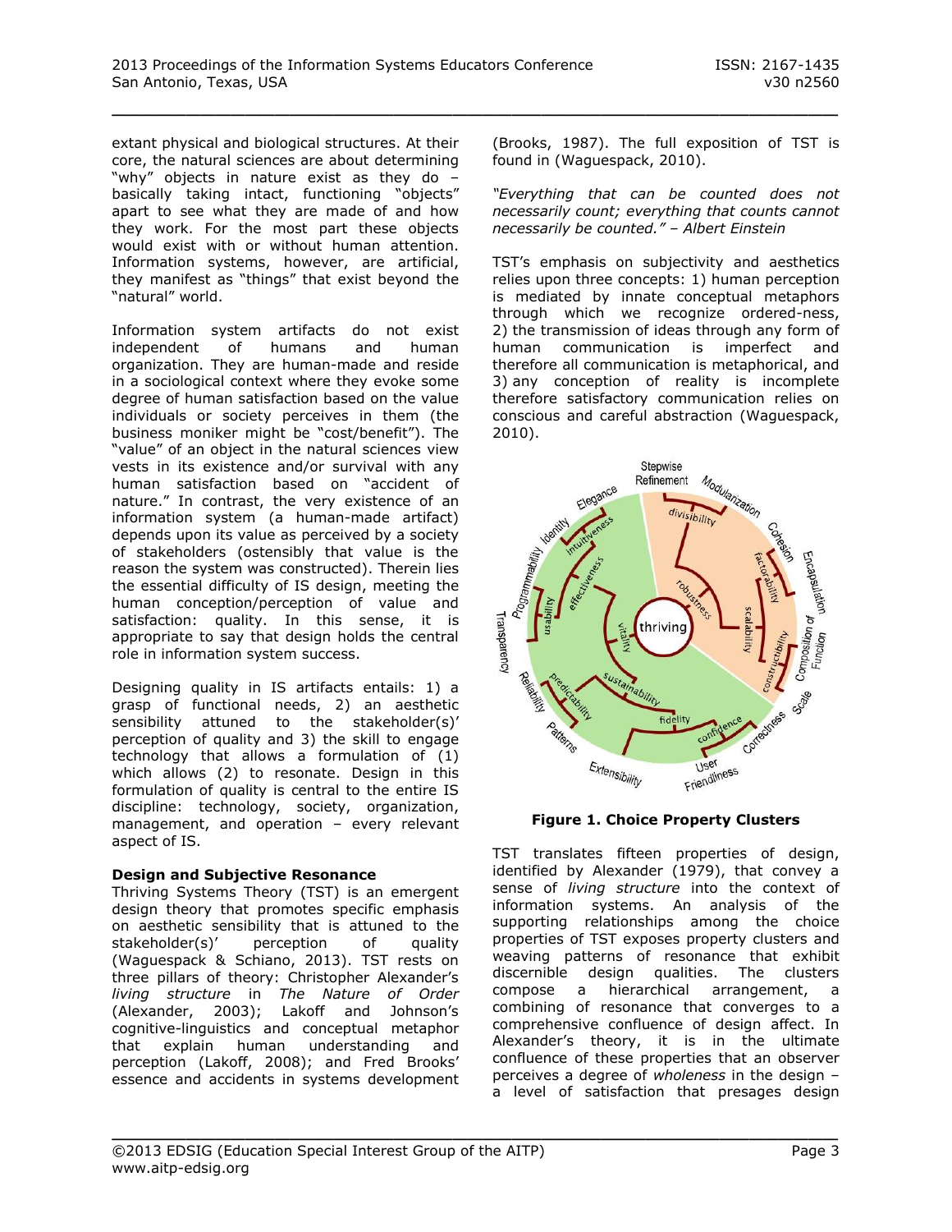extant physical and biological structures. At their core, the natural sciences are about determining "why" objects in nature exist as they do – basically taking intact, functioning "objects" apart to see what they are made of and how they work. For the most part these objects would exist with or without human attention. Information systems, however, are artificial, they manifest as "things" that exist beyond the "natural" world.

Information system artifacts do not exist independent of humans and human organization. They are human-made and reside in a sociological context where they evoke some degree of human satisfaction based on the value individuals or society perceives in them (the business moniker might be "cost/benefit"). The "value" of an object in the natural sciences view vests in its existence and/or survival with any human satisfaction based on "accident of nature." In contrast, the very existence of an information system (a human-made artifact) depends upon its value as perceived by a society of stakeholders (ostensibly that value is the reason the system was constructed). Therein lies the essential difficulty of IS design, meeting the human conception/perception of value and satisfaction: quality. In this sense, it is appropriate to say that design holds the central role in information system success.

Designing quality in IS artifacts entails: 1) a grasp of functional needs, 2) an aesthetic sensibility attuned to the stakeholder(s)' perception of quality and 3) the skill to engage technology that allows a formulation of (1) which allows (2) to resonate. Design in this formulation of quality is central to the entire IS discipline: technology, society, organization, management, and operation – every relevant aspect of IS.

**Design and Subjective Resonance**

Thriving Systems Theory (TST) is an emergent design theory that promotes specific emphasis on aesthetic sensibility that is attuned to the stakeholder(s)' perception of quality (Waguespack & Schiano, 2013). TST rests on three pillars of theory: Christopher Alexander's *living structure* in *The Nature of Order* (Alexander, 2003); Lakoff and Johnson's cognitive-linguistics and conceptual metaphor that explain human understanding and perception (Lakoff, 2008); and Fred Brooks' essence and accidents in systems development (Brooks, 1987). The full exposition of TST is found in (Waguespack, 2010).

*"Everything that can be counted does not necessarily count; everything that counts cannot necessarily be counted." – Albert Einstein*

TST's emphasis on subjectivity and aesthetics relies upon three concepts: 1) human perception is mediated by innate conceptual metaphors through which we recognize ordered-ness, 2) the transmission of ideas through any form of human communication is imperfect and therefore all communication is metaphorical, and 3) any conception of reality is incomplete therefore satisfactory communication relies on conscious and careful abstraction (Waguespack, 2010).

**Figure 1. Choice Property Clusters**

TST translates fifteen properties of design, identified by Alexander (1979), that convey a sense of *living structure* into the context of information systems. An analysis of the supporting relationships among the choice properties of TST exposes property clusters and weaving patterns of resonance that exhibit discernible design qualities. The clusters compose a hierarchical arrangement, a combining of resonance that converges to a comprehensive confluence of design affect. In Alexander's theory, it is in the ultimate confluence of these properties that an observer perceives a degree of *wholeness* in the design – a level of satisfaction that presages design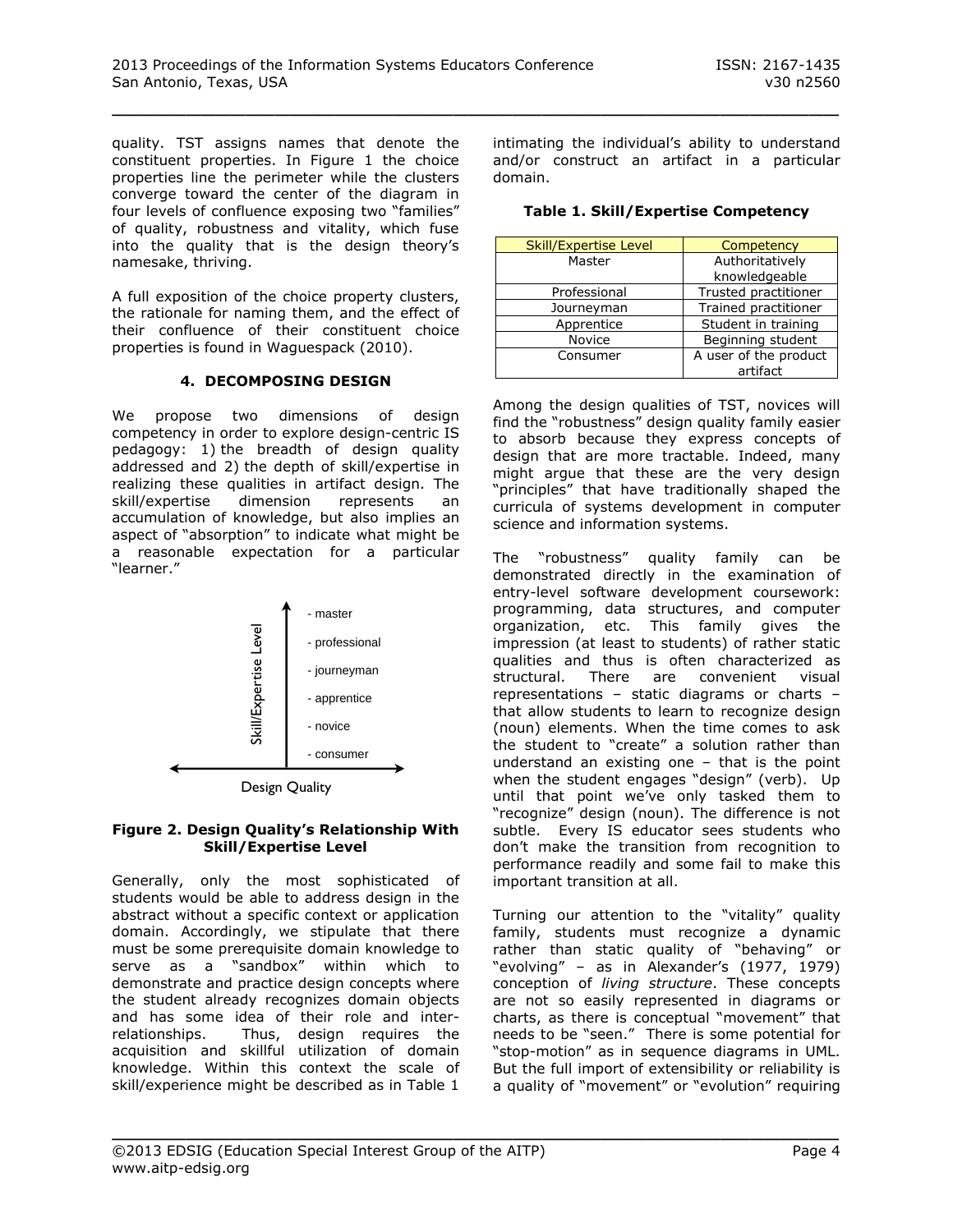quality. TST assigns names that denote the constituent properties. In Figure 1 the choice properties line the perimeter while the clusters converge toward the center of the diagram in four levels of confluence exposing two "families" of quality, robustness and vitality, which fuse into the quality that is the design theory's namesake, thriving.

A full exposition of the choice property clusters, the rationale for naming them, and the effect of their confluence of their constituent choice properties is found in Waguespack (2010).

## 4. DECOMPOSING DESIGN

We propose two dimensions of design competency in order to explore design-centric IS pedagogy: 1) the breadth of design quality addressed and 2) the depth of skill/expertise in realizing these qualities in artifact design. The skill/expertise dimension represents an accumulation of knowledge, but also implies an aspect of "absorption" to indicate what might be a reasonable expectation for a particular "learner."

Skill/Expertise Level: - master, - professional, - journeyman, - apprentice, - novice, - consumer

Design Quality

**Figure 2. Design Quality's Relationship With Skill/Expertise Level**

Generally, only the most sophisticated of students would be able to address design in the abstract without a specific context or application domain. Accordingly, we stipulate that there must be some prerequisite domain knowledge to serve as a "sandbox" within which to demonstrate and practice design concepts where the student already recognizes domain objects and has some idea of their role and inter-relationships. Thus, design requires the acquisition and skillful utilization of domain knowledge. Within this context the scale of skill/experience might be described as in Table 1 intimating the individual's ability to understand and/or construct an artifact in a particular domain.

**Table 1. Skill/Expertise Competency**

| Skill/Expertise Level | Competency |
|---|---|
| Master | Authoritatively knowledgeable |
| Professional | Trusted practitioner |
| Journeyman | Trained practitioner |
| Apprentice | Student in training |
| Novice | Beginning student |
| Consumer | A user of the product artifact |

Among the design qualities of TST, novices will find the "robustness" design quality family easier to absorb because they express concepts of design that are more tractable. Indeed, many might argue that these are the very design "principles" that have traditionally shaped the curricula of systems development in computer science and information systems.

The "robustness" quality family can be demonstrated directly in the examination of entry-level software development coursework: programming, data structures, and computer organization, etc. This family gives the impression (at least to students) of rather static qualities and thus is often characterized as structural. There are convenient visual representations – static diagrams or charts – that allow students to learn to recognize design (noun) elements. When the time comes to ask the student to "create" a solution rather than understand an existing one – that is the point when the student engages "design" (verb). Up until that point we've only tasked them to "recognize" design (noun). The difference is not subtle. Every IS educator sees students who don't make the transition from recognition to performance readily and some fail to make this important transition at all.

Turning our attention to the "vitality" quality family, students must recognize a dynamic rather than static quality of "behaving" or "evolving" – as in Alexander's (1977, 1979) conception of *living structure*. These concepts are not so easily represented in diagrams or charts, as there is conceptual "movement" that needs to be "seen." There is some potential for "stop-motion" as in sequence diagrams in UML. But the full import of extensibility or reliability is a quality of "movement" or "evolution" requiring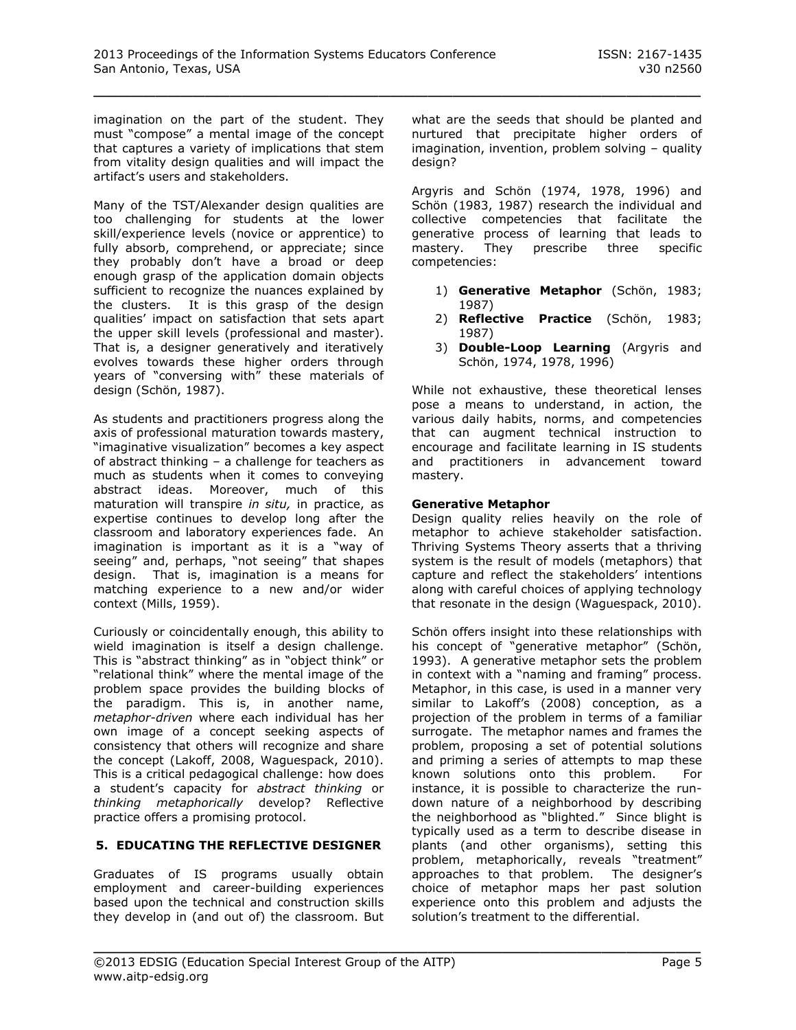imagination on the part of the student. They must "compose" a mental image of the concept that captures a variety of implications that stem from vitality design qualities and will impact the artifact's users and stakeholders.

Many of the TST/Alexander design qualities are too challenging for students at the lower skill/experience levels (novice or apprentice) to fully absorb, comprehend, or appreciate; since they probably don't have a broad or deep enough grasp of the application domain objects sufficient to recognize the nuances explained by the clusters. It is this grasp of the design qualities' impact on satisfaction that sets apart the upper skill levels (professional and master). That is, a designer generatively and iteratively evolves towards these higher orders through years of "conversing with" these materials of design (Schön, 1987).

As students and practitioners progress along the axis of professional maturation towards mastery, "imaginative visualization" becomes a key aspect of abstract thinking – a challenge for teachers as much as students when it comes to conveying abstract ideas. Moreover, much of this maturation will transpire *in situ,* in practice, as expertise continues to develop long after the classroom and laboratory experiences fade. An imagination is important as it is a "way of seeing" and, perhaps, "not seeing" that shapes design. That is, imagination is a means for matching experience to a new and/or wider context (Mills, 1959).

Curiously or coincidentally enough, this ability to wield imagination is itself a design challenge. This is "abstract thinking" as in "object think" or "relational think" where the mental image of the problem space provides the building blocks of the paradigm. This is, in another name, *metaphor-driven* where each individual has her own image of a concept seeking aspects of consistency that others will recognize and share the concept (Lakoff, 2008, Waguespack, 2010). This is a critical pedagogical challenge: how does a student's capacity for *abstract thinking* or *thinking metaphorically* develop? Reflective practice offers a promising protocol.

## 5. EDUCATING THE REFLECTIVE DESIGNER

Graduates of IS programs usually obtain employment and career-building experiences based upon the technical and construction skills they develop in (and out of) the classroom. But what are the seeds that should be planted and nurtured that precipitate higher orders of imagination, invention, problem solving – quality design?

Argyris and Schön (1974, 1978, 1996) and Schön (1983, 1987) research the individual and collective competencies that facilitate the generative process of learning that leads to mastery. They prescribe three specific competencies:

1) **Generative Metaphor** (Schön, 1983; 1987)
2) **Reflective Practice** (Schön, 1983; 1987)
3) **Double-Loop Learning** (Argyris and Schön, 1974, 1978, 1996)

While not exhaustive, these theoretical lenses pose a means to understand, in action, the various daily habits, norms, and competencies that can augment technical instruction to encourage and facilitate learning in IS students and practitioners in advancement toward mastery.

### Generative Metaphor

Design quality relies heavily on the role of metaphor to achieve stakeholder satisfaction. Thriving Systems Theory asserts that a thriving system is the result of models (metaphors) that capture and reflect the stakeholders' intentions along with careful choices of applying technology that resonate in the design (Waguespack, 2010).

Schön offers insight into these relationships with his concept of "generative metaphor" (Schön, 1993). A generative metaphor sets the problem in context with a "naming and framing" process. Metaphor, in this case, is used in a manner very similar to Lakoff's (2008) conception, as a projection of the problem in terms of a familiar surrogate. The metaphor names and frames the problem, proposing a set of potential solutions and priming a series of attempts to map these known solutions onto this problem. For instance, it is possible to characterize the run-down nature of a neighborhood by describing the neighborhood as "blighted." Since blight is typically used as a term to describe disease in plants (and other organisms), setting this problem, metaphorically, reveals "treatment" approaches to that problem. The designer's choice of metaphor maps her past solution experience onto this problem and adjusts the solution's treatment to the differential.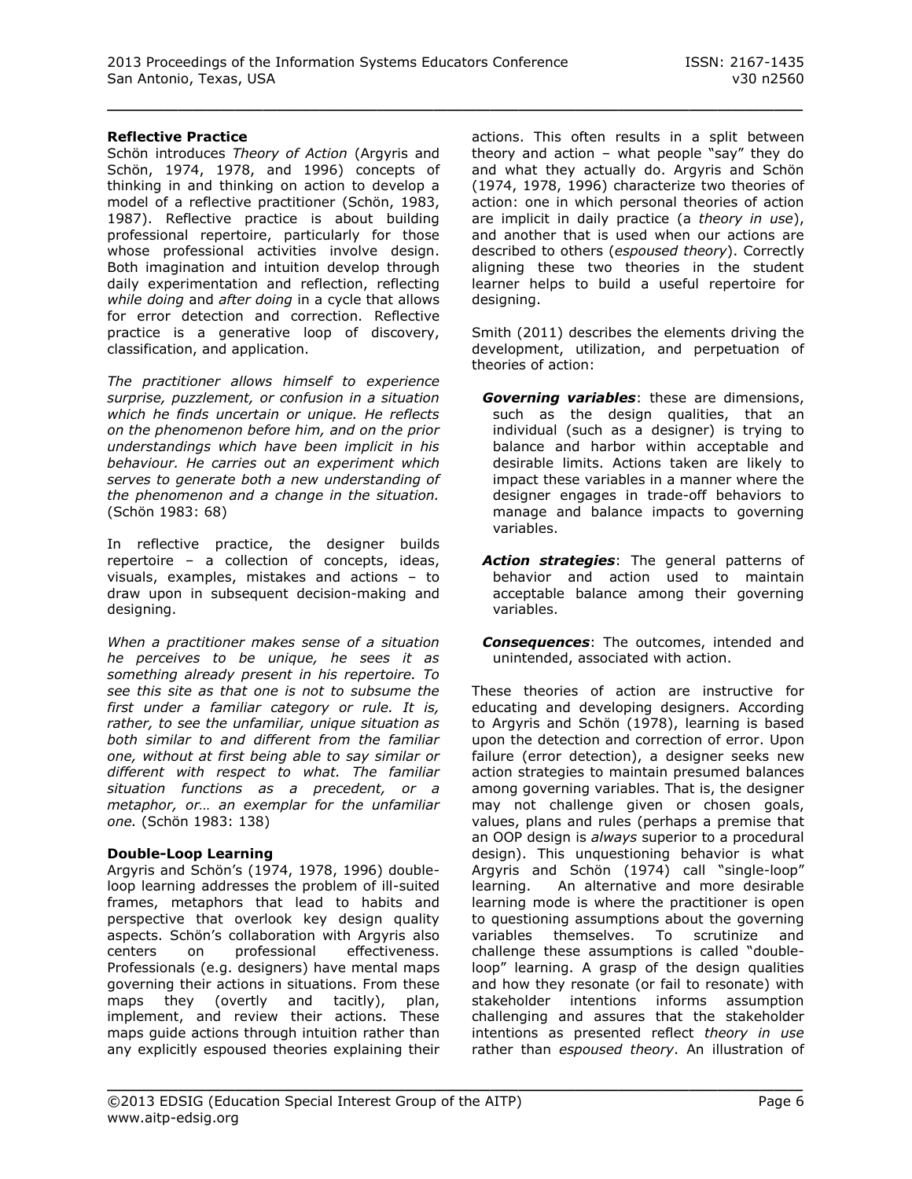### Reflective Practice

Schön introduces *Theory of Action* (Argyris and Schön, 1974, 1978, and 1996) concepts of thinking in and thinking on action to develop a model of a reflective practitioner (Schön, 1983, 1987). Reflective practice is about building professional repertoire, particularly for those whose professional activities involve design. Both imagination and intuition develop through daily experimentation and reflection, reflecting *while doing* and *after doing* in a cycle that allows for error detection and correction. Reflective practice is a generative loop of discovery, classification, and application.

*The practitioner allows himself to experience surprise, puzzlement, or confusion in a situation which he finds uncertain or unique. He reflects on the phenomenon before him, and on the prior understandings which have been implicit in his behaviour. He carries out an experiment which serves to generate both a new understanding of the phenomenon and a change in the situation.* (Schön 1983: 68)

In reflective practice, the designer builds repertoire – a collection of concepts, ideas, visuals, examples, mistakes and actions – to draw upon in subsequent decision-making and designing.

*When a practitioner makes sense of a situation he perceives to be unique, he sees it as something already present in his repertoire. To see this site as that one is not to subsume the first under a familiar category or rule. It is, rather, to see the unfamiliar, unique situation as both similar to and different from the familiar one, without at first being able to say similar or different with respect to what. The familiar situation functions as a precedent, or a metaphor, or… an exemplar for the unfamiliar one.* (Schön 1983: 138)

### Double-Loop Learning

Argyris and Schön's (1974, 1978, 1996) double-loop learning addresses the problem of ill-suited frames, metaphors that lead to habits and perspective that overlook key design quality aspects. Schön's collaboration with Argyris also centers on professional effectiveness. Professionals (e.g. designers) have mental maps governing their actions in situations. From these maps they (overtly and tacitly), plan, implement, and review their actions. These maps guide actions through intuition rather than any explicitly espoused theories explaining their actions. This often results in a split between theory and action – what people "say" they do and what they actually do. Argyris and Schön (1974, 1978, 1996) characterize two theories of action: one in which personal theories of action are implicit in daily practice (a *theory in use*), and another that is used when our actions are described to others (*espoused theory*). Correctly aligning these two theories in the student learner helps to build a useful repertoire for designing.

Smith (2011) describes the elements driving the development, utilization, and perpetuation of theories of action:

- ***Governing variables***: these are dimensions, such as the design qualities, that an individual (such as a designer) is trying to balance and harbor within acceptable and desirable limits. Actions taken are likely to impact these variables in a manner where the designer engages in trade-off behaviors to manage and balance impacts to governing variables.
- ***Action strategies***: The general patterns of behavior and action used to maintain acceptable balance among their governing variables.
- ***Consequences***: The outcomes, intended and unintended, associated with action.

These theories of action are instructive for educating and developing designers. According to Argyris and Schön (1978), learning is based upon the detection and correction of error. Upon failure (error detection), a designer seeks new action strategies to maintain presumed balances among governing variables. That is, the designer may not challenge given or chosen goals, values, plans and rules (perhaps a premise that an OOP design is *always* superior to a procedural design). This unquestioning behavior is what Argyris and Schön (1974) call "single-loop" learning. An alternative and more desirable learning mode is where the practitioner is open to questioning assumptions about the governing variables themselves. To scrutinize and challenge these assumptions is called "double-loop" learning. A grasp of the design qualities and how they resonate (or fail to resonate) with stakeholder intentions informs assumption challenging and assures that the stakeholder intentions as presented reflect *theory in use* rather than *espoused theory*. An illustration of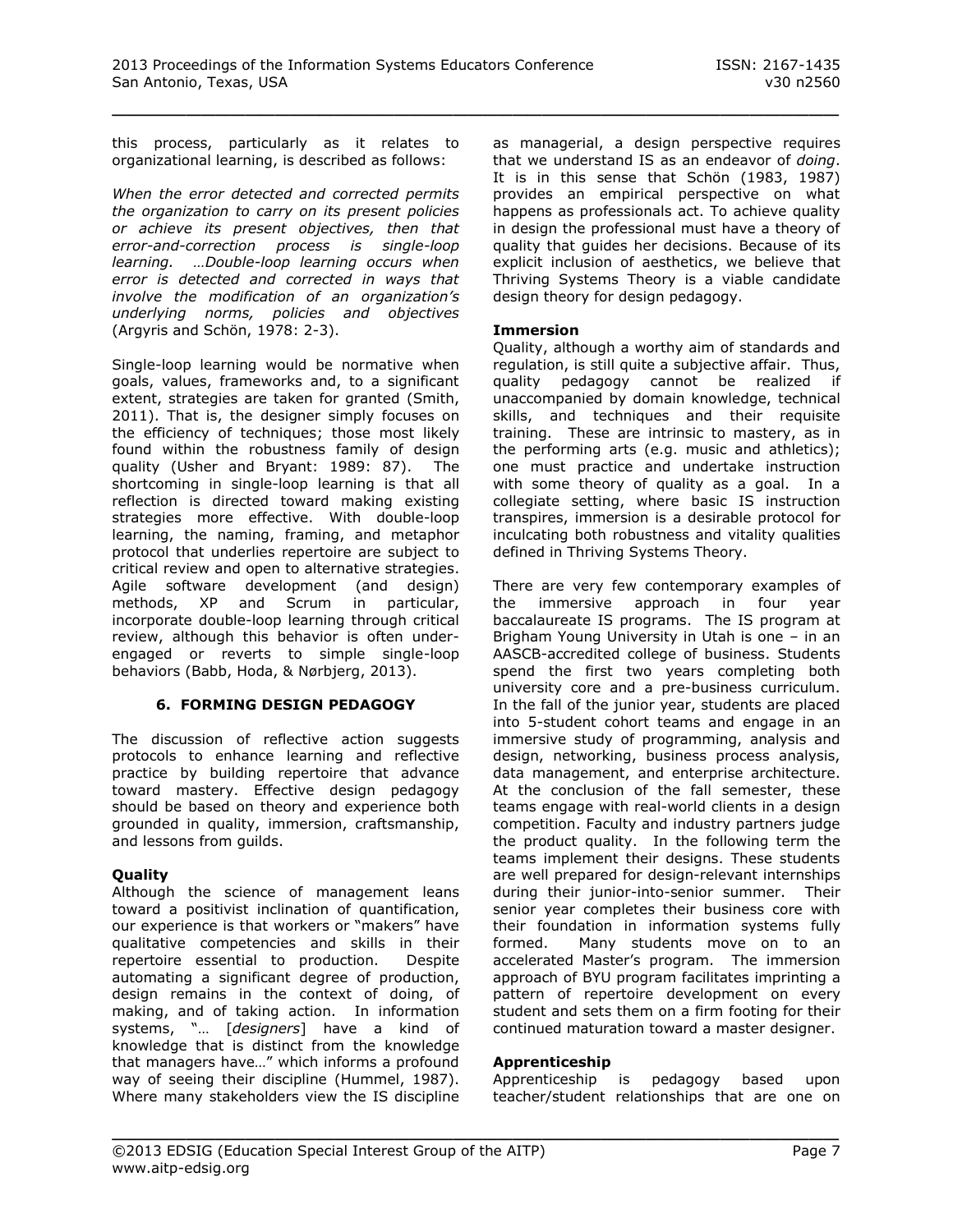this process, particularly as it relates to organizational learning, is described as follows:

*When the error detected and corrected permits the organization to carry on its present policies or achieve its present objectives, then that error-and-correction process is single-loop learning. …Double-loop learning occurs when error is detected and corrected in ways that involve the modification of an organization's underlying norms, policies and objectives* (Argyris and Schön, 1978: 2-3).

Single-loop learning would be normative when goals, values, frameworks and, to a significant extent, strategies are taken for granted (Smith, 2011). That is, the designer simply focuses on the efficiency of techniques; those most likely found within the robustness family of design quality (Usher and Bryant: 1989: 87). The shortcoming in single-loop learning is that all reflection is directed toward making existing strategies more effective. With double-loop learning, the naming, framing, and metaphor protocol that underlies repertoire are subject to critical review and open to alternative strategies. Agile software development (and design) methods, XP and Scrum in particular, incorporate double-loop learning through critical review, although this behavior is often under-engaged or reverts to simple single-loop behaviors (Babb, Hoda, & Nørbjerg, 2013).

## 6. FORMING DESIGN PEDAGOGY

The discussion of reflective action suggests protocols to enhance learning and reflective practice by building repertoire that advance toward mastery. Effective design pedagogy should be based on theory and experience both grounded in quality, immersion, craftsmanship, and lessons from guilds.

### Quality

Although the science of management leans toward a positivist inclination of quantification, our experience is that workers or "makers" have qualitative competencies and skills in their repertoire essential to production. Despite automating a significant degree of production, design remains in the context of doing, of making, and of taking action. In information systems, "… [*designers*] have a kind of knowledge that is distinct from the knowledge that managers have…" which informs a profound way of seeing their discipline (Hummel, 1987). Where many stakeholders view the IS discipline as managerial, a design perspective requires that we understand IS as an endeavor of *doing*. It is in this sense that Schön (1983, 1987) provides an empirical perspective on what happens as professionals act. To achieve quality in design the professional must have a theory of quality that guides her decisions. Because of its explicit inclusion of aesthetics, we believe that Thriving Systems Theory is a viable candidate design theory for design pedagogy.

### Immersion

Quality, although a worthy aim of standards and regulation, is still quite a subjective affair. Thus, quality pedagogy cannot be realized if unaccompanied by domain knowledge, technical skills, and techniques and their requisite training. These are intrinsic to mastery, as in the performing arts (e.g. music and athletics); one must practice and undertake instruction with some theory of quality as a goal. In a collegiate setting, where basic IS instruction transpires, immersion is a desirable protocol for inculcating both robustness and vitality qualities defined in Thriving Systems Theory.

There are very few contemporary examples of the immersive approach in four year baccalaureate IS programs. The IS program at Brigham Young University in Utah is one – in an AASCB-accredited college of business. Students spend the first two years completing both university core and a pre-business curriculum. In the fall of the junior year, students are placed into 5-student cohort teams and engage in an immersive study of programming, analysis and design, networking, business process analysis, data management, and enterprise architecture. At the conclusion of the fall semester, these teams engage with real-world clients in a design competition. Faculty and industry partners judge the product quality. In the following term the teams implement their designs. These students are well prepared for design-relevant internships during their junior-into-senior summer. Their senior year completes their business core with their foundation in information systems fully formed. Many students move on to an accelerated Master's program. The immersion approach of BYU program facilitates imprinting a pattern of repertoire development on every student and sets them on a firm footing for their continued maturation toward a master designer.

### Apprenticeship

Apprenticeship is pedagogy based upon teacher/student relationships that are one on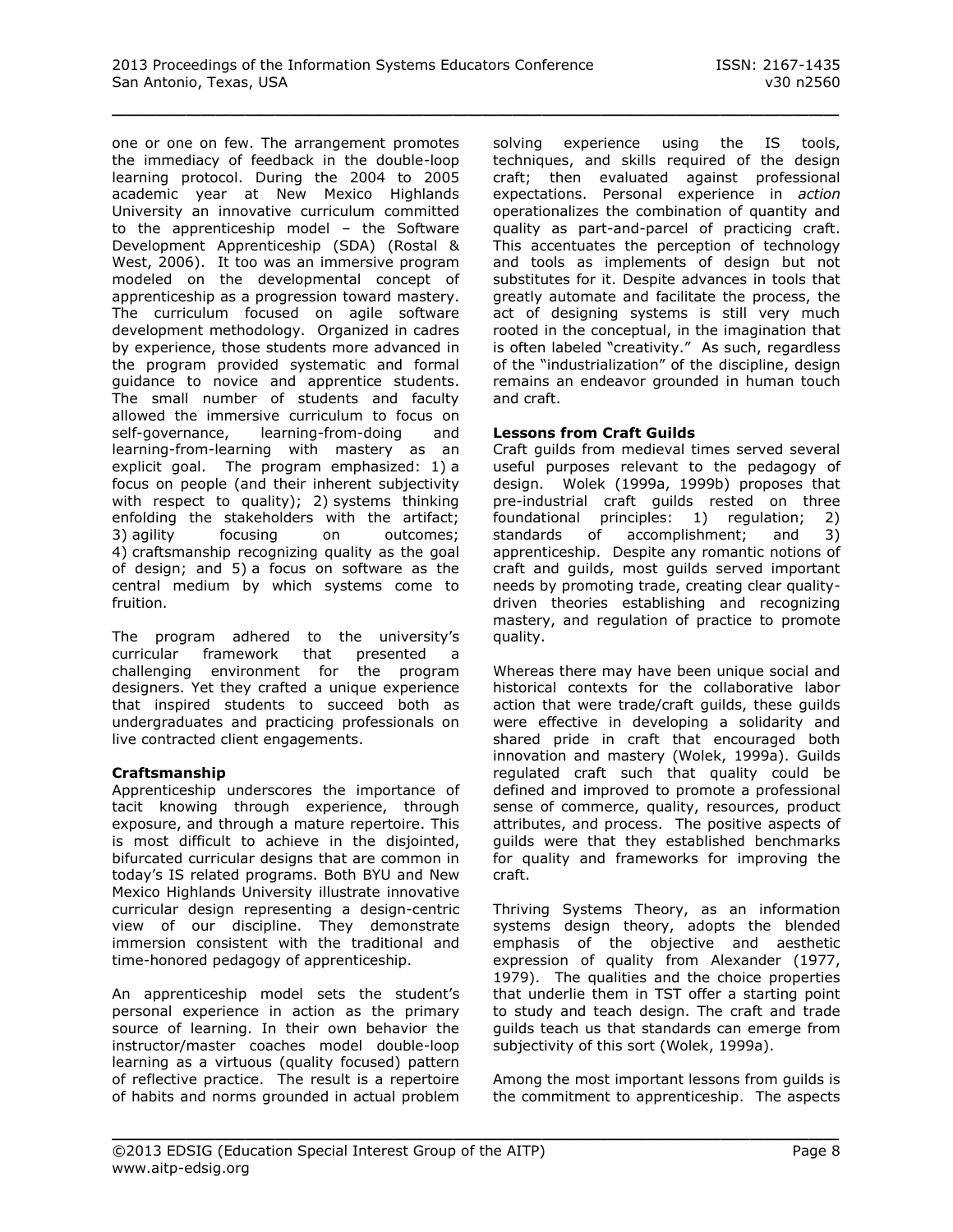one or one on few. The arrangement promotes the immediacy of feedback in the double-loop learning protocol. During the 2004 to 2005 academic year at New Mexico Highlands University an innovative curriculum committed to the apprenticeship model – the Software Development Apprenticeship (SDA) (Rostal & West, 2006). It too was an immersive program modeled on the developmental concept of apprenticeship as a progression toward mastery. The curriculum focused on agile software development methodology. Organized in cadres by experience, those students more advanced in the program provided systematic and formal guidance to novice and apprentice students. The small number of students and faculty allowed the immersive curriculum to focus on self-governance, learning-from-doing and learning-from-learning with mastery as an explicit goal. The program emphasized: 1) a focus on people (and their inherent subjectivity with respect to quality); 2) systems thinking enfolding the stakeholders with the artifact; 3) agility focusing on outcomes; 4) craftsmanship recognizing quality as the goal of design; and 5) a focus on software as the central medium by which systems come to fruition.

The program adhered to the university's curricular framework that presented a challenging environment for the program designers. Yet they crafted a unique experience that inspired students to succeed both as undergraduates and practicing professionals on live contracted client engagements.

**Craftsmanship**

Apprenticeship underscores the importance of tacit knowing through experience, through exposure, and through a mature repertoire. This is most difficult to achieve in the disjointed, bifurcated curricular designs that are common in today's IS related programs. Both BYU and New Mexico Highlands University illustrate innovative curricular design representing a design-centric view of our discipline. They demonstrate immersion consistent with the traditional and time-honored pedagogy of apprenticeship.

An apprenticeship model sets the student's personal experience in action as the primary source of learning. In their own behavior the instructor/master coaches model double-loop learning as a virtuous (quality focused) pattern of reflective practice. The result is a repertoire of habits and norms grounded in actual problem solving experience using the IS tools, techniques, and skills required of the design craft; then evaluated against professional expectations. Personal experience in *action* operationalizes the combination of quantity and quality as part-and-parcel of practicing craft. This accentuates the perception of technology and tools as implements of design but not substitutes for it. Despite advances in tools that greatly automate and facilitate the process, the act of designing systems is still very much rooted in the conceptual, in the imagination that is often labeled "creativity." As such, regardless of the "industrialization" of the discipline, design remains an endeavor grounded in human touch and craft.

**Lessons from Craft Guilds**

Craft guilds from medieval times served several useful purposes relevant to the pedagogy of design. Wolek (1999a, 1999b) proposes that pre-industrial craft guilds rested on three foundational principles: 1) regulation; 2) standards of accomplishment; and 3) apprenticeship. Despite any romantic notions of craft and guilds, most guilds served important needs by promoting trade, creating clear quality-driven theories establishing and recognizing mastery, and regulation of practice to promote quality.

Whereas there may have been unique social and historical contexts for the collaborative labor action that were trade/craft guilds, these guilds were effective in developing a solidarity and shared pride in craft that encouraged both innovation and mastery (Wolek, 1999a). Guilds regulated craft such that quality could be defined and improved to promote a professional sense of commerce, quality, resources, product attributes, and process. The positive aspects of guilds were that they established benchmarks for quality and frameworks for improving the craft.

Thriving Systems Theory, as an information systems design theory, adopts the blended emphasis of the objective and aesthetic expression of quality from Alexander (1977, 1979). The qualities and the choice properties that underlie them in TST offer a starting point to study and teach design. The craft and trade guilds teach us that standards can emerge from subjectivity of this sort (Wolek, 1999a).

Among the most important lessons from guilds is the commitment to apprenticeship. The aspects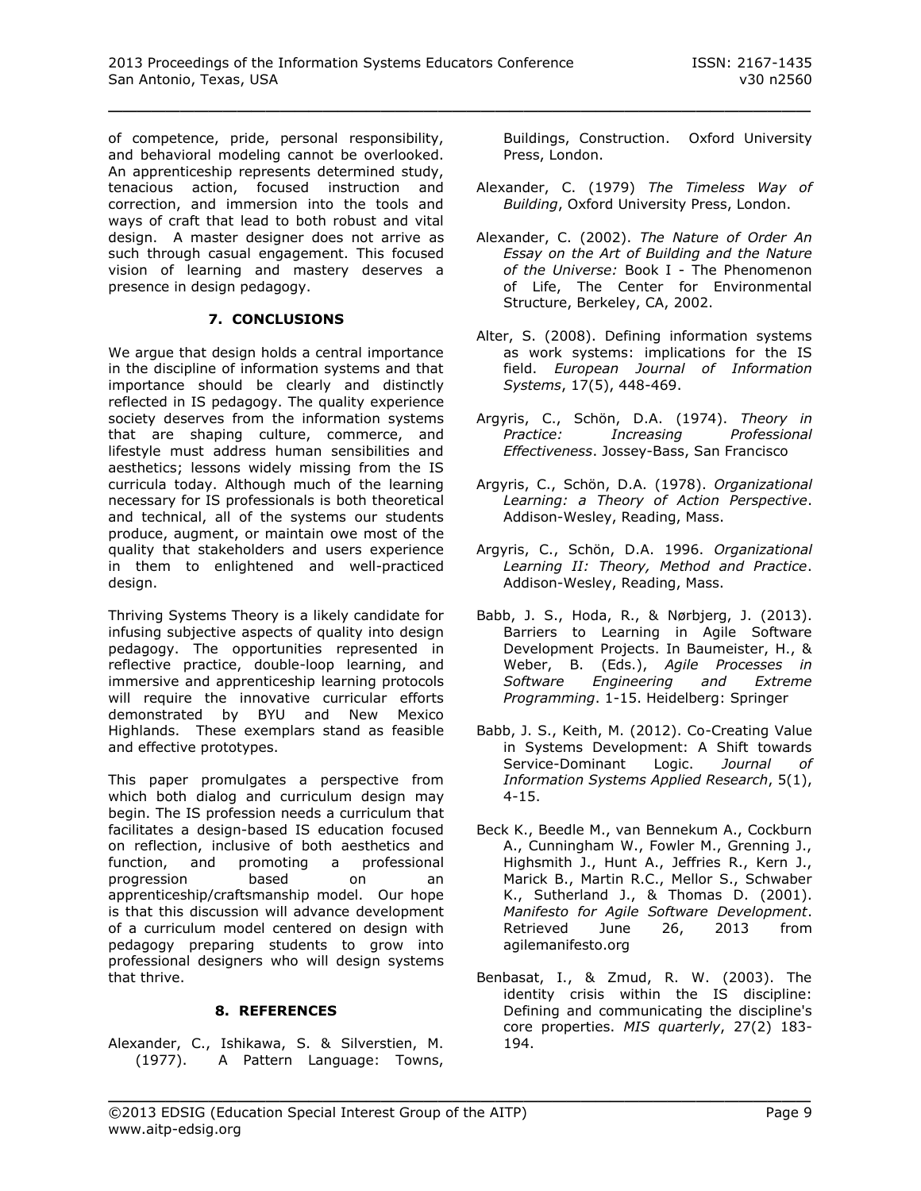of competence, pride, personal responsibility, and behavioral modeling cannot be overlooked. An apprenticeship represents determined study, tenacious action, focused instruction and correction, and immersion into the tools and ways of craft that lead to both robust and vital design. A master designer does not arrive as such through casual engagement. This focused vision of learning and mastery deserves a presence in design pedagogy.

## 7. CONCLUSIONS

We argue that design holds a central importance in the discipline of information systems and that importance should be clearly and distinctly reflected in IS pedagogy. The quality experience society deserves from the information systems that are shaping culture, commerce, and lifestyle must address human sensibilities and aesthetics; lessons widely missing from the IS curricula today. Although much of the learning necessary for IS professionals is both theoretical and technical, all of the systems our students produce, augment, or maintain owe most of the quality that stakeholders and users experience in them to enlightened and well-practiced design.

Thriving Systems Theory is a likely candidate for infusing subjective aspects of quality into design pedagogy. The opportunities represented in reflective practice, double-loop learning, and immersive and apprenticeship learning protocols will require the innovative curricular efforts demonstrated by BYU and New Mexico Highlands. These exemplars stand as feasible and effective prototypes.

This paper promulgates a perspective from which both dialog and curriculum design may begin. The IS profession needs a curriculum that facilitates a design-based IS education focused on reflection, inclusive of both aesthetics and function, and promoting a professional progression based on an apprenticeship/craftsmanship model. Our hope is that this discussion will advance development of a curriculum model centered on design with pedagogy preparing students to grow into professional designers who will design systems that thrive.

## 8. REFERENCES

Alexander, C., Ishikawa, S. & Silverstien, M. (1977). A Pattern Language: Towns, Buildings, Construction. Oxford University Press, London.

Alexander, C. (1979) *The Timeless Way of Building*, Oxford University Press, London.

Alexander, C. (2002). *The Nature of Order An Essay on the Art of Building and the Nature of the Universe:* Book I - The Phenomenon of Life, The Center for Environmental Structure, Berkeley, CA, 2002.

Alter, S. (2008). Defining information systems as work systems: implications for the IS field. *European Journal of Information Systems*, 17(5), 448-469.

Argyris, C., Schön, D.A. (1974). *Theory in Practice: Increasing Professional Effectiveness*. Jossey-Bass, San Francisco

Argyris, C., Schön, D.A. (1978). *Organizational Learning: a Theory of Action Perspective*. Addison-Wesley, Reading, Mass.

Argyris, C., Schön, D.A. 1996. *Organizational Learning II: Theory, Method and Practice*. Addison-Wesley, Reading, Mass.

Babb, J. S., Hoda, R., & Nørbjerg, J. (2013). Barriers to Learning in Agile Software Development Projects. In Baumeister, H., & Weber, B. (Eds.), *Agile Processes in Software Engineering and Extreme Programming*. 1-15. Heidelberg: Springer

Babb, J. S., Keith, M. (2012). Co-Creating Value in Systems Development: A Shift towards Service-Dominant Logic. *Journal of Information Systems Applied Research*, 5(1), 4-15.

Beck K., Beedle M., van Bennekum A., Cockburn A., Cunningham W., Fowler M., Grenning J., Highsmith J., Hunt A., Jeffries R., Kern J., Marick B., Martin R.C., Mellor S., Schwaber K., Sutherland J., & Thomas D. (2001). *Manifesto for Agile Software Development*. Retrieved June 26, 2013 from agilemanifesto.org

Benbasat, I., & Zmud, R. W. (2003). The identity crisis within the IS discipline: Defining and communicating the discipline's core properties. *MIS quarterly*, 27(2) 183-194.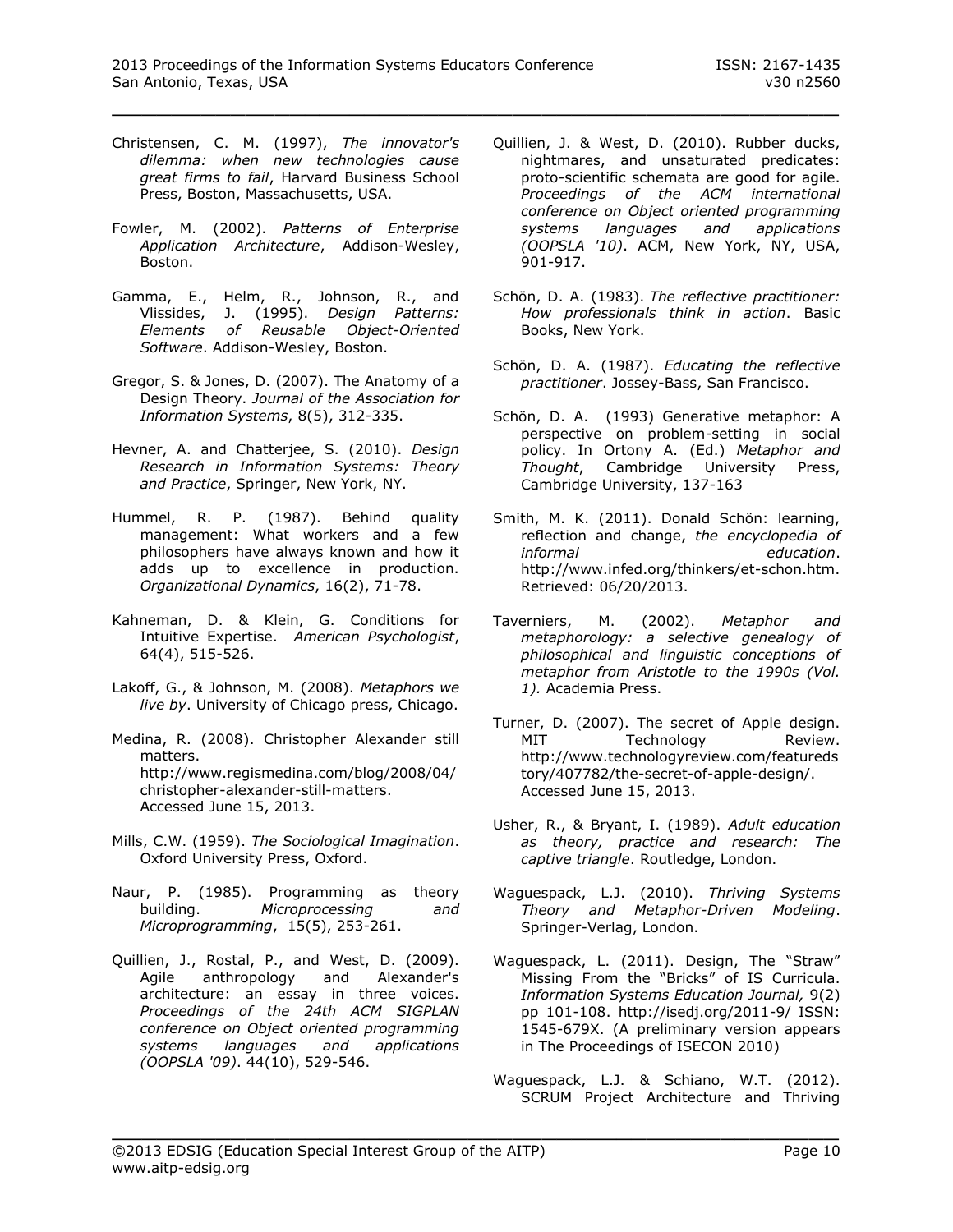Christensen, C. M. (1997), *The innovator's dilemma: when new technologies cause great firms to fail*, Harvard Business School Press, Boston, Massachusetts, USA.

Fowler, M. (2002). *Patterns of Enterprise Application Architecture*, Addison-Wesley, Boston.

Gamma, E., Helm, R., Johnson, R., and Vlissides, J. (1995). *Design Patterns: Elements of Reusable Object-Oriented Software*. Addison-Wesley, Boston.

Gregor, S. & Jones, D. (2007). The Anatomy of a Design Theory. *Journal of the Association for Information Systems*, 8(5), 312-335.

Hevner, A. and Chatterjee, S. (2010). *Design Research in Information Systems: Theory and Practice*, Springer, New York, NY.

Hummel, R. P. (1987). Behind quality management: What workers and a few philosophers have always known and how it adds up to excellence in production. *Organizational Dynamics*, 16(2), 71-78.

Kahneman, D. & Klein, G. Conditions for Intuitive Expertise. *American Psychologist*, 64(4), 515-526.

Lakoff, G., & Johnson, M. (2008). *Metaphors we live by*. University of Chicago press, Chicago.

Medina, R. (2008). Christopher Alexander still matters. http://www.regismedina.com/blog/2008/04/christopher-alexander-still-matters. Accessed June 15, 2013.

Mills, C.W. (1959). *The Sociological Imagination*. Oxford University Press, Oxford.

Naur, P. (1985). Programming as theory building. *Microprocessing and Microprogramming*, 15(5), 253-261.

Quillien, J., Rostal, P., and West, D. (2009). Agile anthropology and Alexander's architecture: an essay in three voices. *Proceedings of the 24th ACM SIGPLAN conference on Object oriented programming systems languages and applications (OOPSLA '09)*. 44(10), 529-546.

Quillien, J. & West, D. (2010). Rubber ducks, nightmares, and unsaturated predicates: proto-scientific schemata are good for agile. *Proceedings of the ACM international conference on Object oriented programming systems languages and applications (OOPSLA '10)*. ACM, New York, NY, USA, 901-917.

Schön, D. A. (1983). *The reflective practitioner: How professionals think in action*. Basic Books, New York.

Schön, D. A. (1987). *Educating the reflective practitioner*. Jossey-Bass, San Francisco.

Schön, D. A. (1993) Generative metaphor: A perspective on problem-setting in social policy. In Ortony A. (Ed.) *Metaphor and Thought*, Cambridge University Press, Cambridge University, 137-163

Smith, M. K. (2011). Donald Schön: learning, reflection and change, *the encyclopedia of informal education*. http://www.infed.org/thinkers/et-schon.htm. Retrieved: 06/20/2013.

Taverniers, M. (2002). *Metaphor and metaphorology: a selective genealogy of philosophical and linguistic conceptions of metaphor from Aristotle to the 1990s (Vol. 1).* Academia Press.

Turner, D. (2007). The secret of Apple design. MIT Technology Review. http://www.technologyreview.com/featuredstory/407782/the-secret-of-apple-design/. Accessed June 15, 2013.

Usher, R., & Bryant, I. (1989). *Adult education as theory, practice and research: The captive triangle*. Routledge, London.

Waguespack, L.J. (2010). *Thriving Systems Theory and Metaphor-Driven Modeling*. Springer-Verlag, London.

Waguespack, L. (2011). Design, The "Straw" Missing From the "Bricks" of IS Curricula. *Information Systems Education Journal,* 9(2) pp 101-108. http://isedj.org/2011-9/ ISSN: 1545-679X. (A preliminary version appears in The Proceedings of ISECON 2010)

Waguespack, L.J. & Schiano, W.T. (2012). SCRUM Project Architecture and Thriving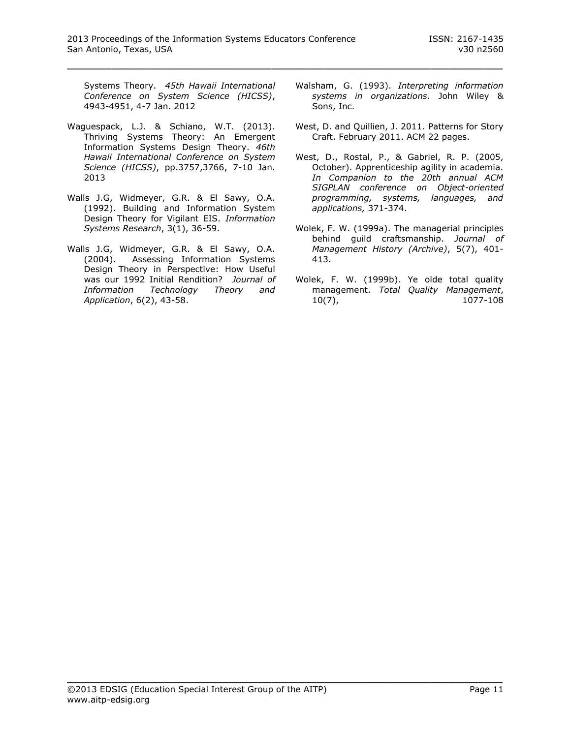Systems Theory. *45th Hawaii International Conference on System Science (HICSS)*, 4943-4951, 4-7 Jan. 2012

Waguespack, L.J. & Schiano, W.T. (2013). Thriving Systems Theory: An Emergent Information Systems Design Theory. *46th Hawaii International Conference on System Science (HICSS)*, pp.3757,3766, 7-10 Jan. 2013

Walls J.G, Widmeyer, G.R. & El Sawy, O.A. (1992). Building and Information System Design Theory for Vigilant EIS. *Information Systems Research*, 3(1), 36-59.

Walls J.G, Widmeyer, G.R. & El Sawy, O.A. (2004). Assessing Information Systems Design Theory in Perspective: How Useful was our 1992 Initial Rendition? *Journal of Information Technology Theory and Application*, 6(2), 43-58.

Walsham, G. (1993). *Interpreting information systems in organizations*. John Wiley & Sons, Inc.

West, D. and Quillien, J. 2011. Patterns for Story Craft. February 2011. ACM 22 pages.

West, D., Rostal, P., & Gabriel, R. P. (2005, October). Apprenticeship agility in academia. *In Companion to the 20th annual ACM SIGPLAN conference on Object-oriented programming, systems, languages, and applications,* 371-374.

Wolek, F. W. (1999a). The managerial principles behind guild craftsmanship. *Journal of Management History (Archive)*, 5(7), 401-413.

Wolek, F. W. (1999b). Ye olde total quality management. *Total Quality Management*, 10(7), 1077-108